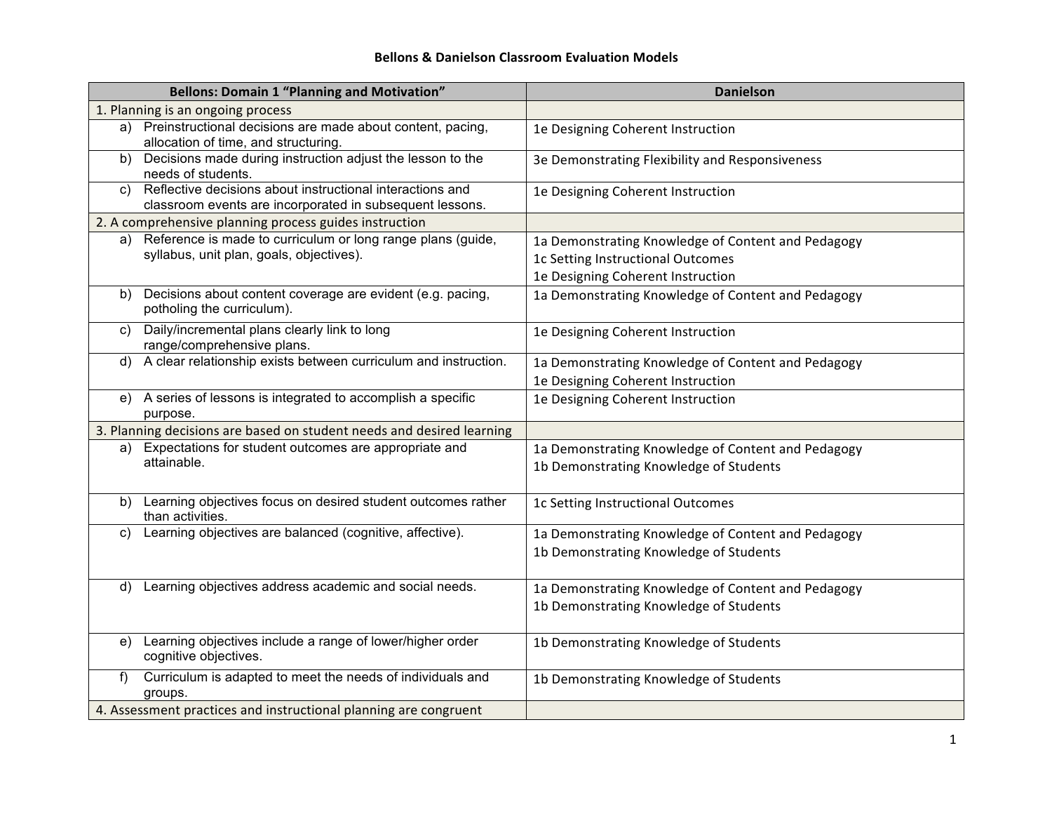# Bellons & Danielson Classroom Evaluation Models

| Bellons: Domain 1 "Planning and Motivation" | Danielson |
| --- | --- |
| 1. Planning is an ongoing process | |
| a) Preinstructional decisions are made about content, pacing, allocation of time, and structuring. | 1e Designing Coherent Instruction |
| b) Decisions made during instruction adjust the lesson to the needs of students. | 3e Demonstrating Flexibility and Responsiveness |
| c) Reflective decisions about instructional interactions and classroom events are incorporated in subsequent lessons. | 1e Designing Coherent Instruction |
| 2. A comprehensive planning process guides instruction | |
| a) Reference is made to curriculum or long range plans (guide, syllabus, unit plan, goals, objectives). | 1a Demonstrating Knowledge of Content and Pedagogy<br>1c Setting Instructional Outcomes<br>1e Designing Coherent Instruction |
| b) Decisions about content coverage are evident (e.g. pacing, potholing the curriculum). | 1a Demonstrating Knowledge of Content and Pedagogy |
| c) Daily/incremental plans clearly link to long range/comprehensive plans. | 1e Designing Coherent Instruction |
| d) A clear relationship exists between curriculum and instruction. | 1a Demonstrating Knowledge of Content and Pedagogy<br>1e Designing Coherent Instruction |
| e) A series of lessons is integrated to accomplish a specific purpose. | 1e Designing Coherent Instruction |
| 3. Planning decisions are based on student needs and desired learning | |
| a) Expectations for student outcomes are appropriate and attainable. | 1a Demonstrating Knowledge of Content and Pedagogy<br>1b Demonstrating Knowledge of Students |
| b) Learning objectives focus on desired student outcomes rather than activities. | 1c Setting Instructional Outcomes |
| c) Learning objectives are balanced (cognitive, affective). | 1a Demonstrating Knowledge of Content and Pedagogy<br>1b Demonstrating Knowledge of Students |
| d) Learning objectives address academic and social needs. | 1a Demonstrating Knowledge of Content and Pedagogy<br>1b Demonstrating Knowledge of Students |
| e) Learning objectives include a range of lower/higher order cognitive objectives. | 1b Demonstrating Knowledge of Students |
| f) Curriculum is adapted to meet the needs of individuals and groups. | 1b Demonstrating Knowledge of Students |
| 4. Assessment practices and instructional planning are congruent | |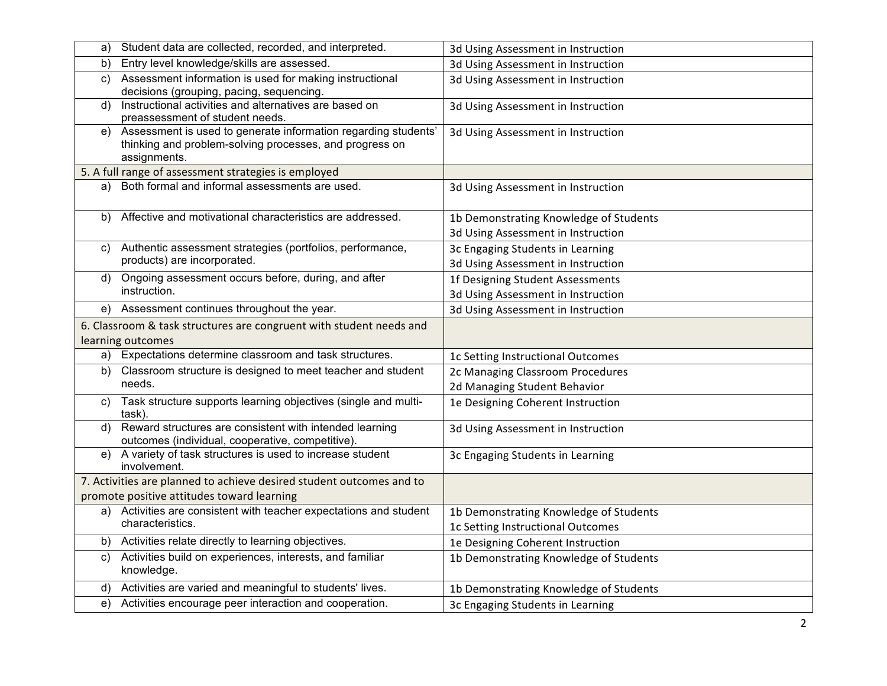| | |
|---|---|
| a) Student data are collected, recorded, and interpreted. | 3d Using Assessment in Instruction |
| b) Entry level knowledge/skills are assessed. | 3d Using Assessment in Instruction |
| c) Assessment information is used for making instructional decisions (grouping, pacing, sequencing. | 3d Using Assessment in Instruction |
| d) Instructional activities and alternatives are based on preassessment of student needs. | 3d Using Assessment in Instruction |
| e) Assessment is used to generate information regarding students' thinking and problem-solving processes, and progress on assignments. | 3d Using Assessment in Instruction |
| 5. A full range of assessment strategies is employed | |
| a) Both formal and informal assessments are used. | 3d Using Assessment in Instruction |
| b) Affective and motivational characteristics are addressed. | 1b Demonstrating Knowledge of Students<br>3d Using Assessment in Instruction |
| c) Authentic assessment strategies (portfolios, performance, products) are incorporated. | 3c Engaging Students in Learning<br>3d Using Assessment in Instruction |
| d) Ongoing assessment occurs before, during, and after instruction. | 1f Designing Student Assessments<br>3d Using Assessment in Instruction |
| e) Assessment continues throughout the year. | 3d Using Assessment in Instruction |
| 6. Classroom & task structures are congruent with student needs and learning outcomes | |
| a) Expectations determine classroom and task structures. | 1c Setting Instructional Outcomes |
| b) Classroom structure is designed to meet teacher and student needs. | 2c Managing Classroom Procedures<br>2d Managing Student Behavior |
| c) Task structure supports learning objectives (single and multi-task). | 1e Designing Coherent Instruction |
| d) Reward structures are consistent with intended learning outcomes (individual, cooperative, competitive). | 3d Using Assessment in Instruction |
| e) A variety of task structures is used to increase student involvement. | 3c Engaging Students in Learning |
| 7. Activities are planned to achieve desired student outcomes and to promote positive attitudes toward learning | |
| a) Activities are consistent with teacher expectations and student characteristics. | 1b Demonstrating Knowledge of Students<br>1c Setting Instructional Outcomes |
| b) Activities relate directly to learning objectives. | 1e Designing Coherent Instruction |
| c) Activities build on experiences, interests, and familiar knowledge. | 1b Demonstrating Knowledge of Students |
| d) Activities are varied and meaningful to students' lives. | 1b Demonstrating Knowledge of Students |
| e) Activities encourage peer interaction and cooperation. | 3c Engaging Students in Learning |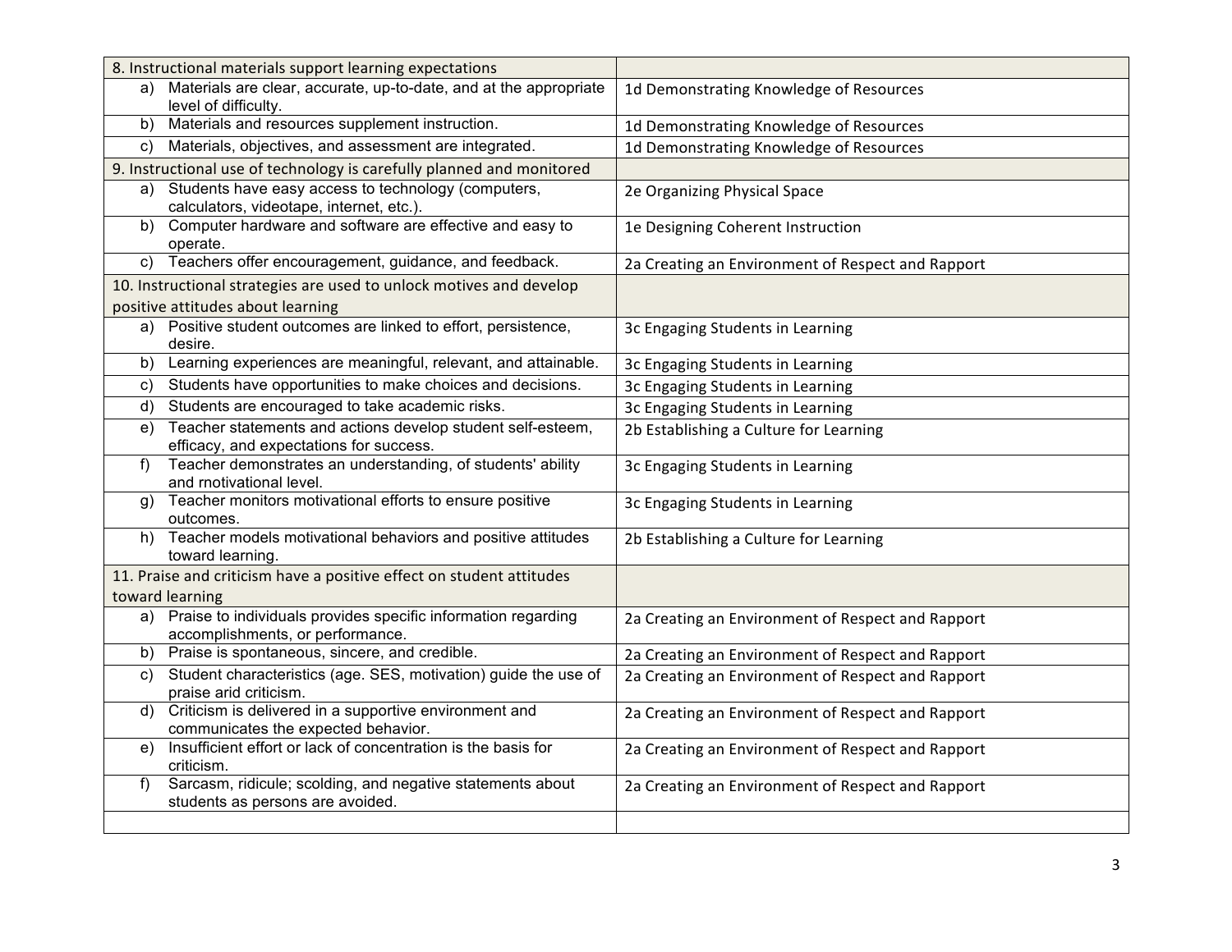| 8. Instructional materials support learning expectations | |
|---|---|
| a) Materials are clear, accurate, up-to-date, and at the appropriate level of difficulty. | 1d Demonstrating Knowledge of Resources |
| b) Materials and resources supplement instruction. | 1d Demonstrating Knowledge of Resources |
| c) Materials, objectives, and assessment are integrated. | 1d Demonstrating Knowledge of Resources |
| 9. Instructional use of technology is carefully planned and monitored | |
| a) Students have easy access to technology (computers, calculators, videotape, internet, etc.). | 2e Organizing Physical Space |
| b) Computer hardware and software are effective and easy to operate. | 1e Designing Coherent Instruction |
| c) Teachers offer encouragement, guidance, and feedback. | 2a Creating an Environment of Respect and Rapport |
| 10. Instructional strategies are used to unlock motives and develop positive attitudes about learning | |
| a) Positive student outcomes are linked to effort, persistence, desire. | 3c Engaging Students in Learning |
| b) Learning experiences are meaningful, relevant, and attainable. | 3c Engaging Students in Learning |
| c) Students have opportunities to make choices and decisions. | 3c Engaging Students in Learning |
| d) Students are encouraged to take academic risks. | 3c Engaging Students in Learning |
| e) Teacher statements and actions develop student self-esteem, efficacy, and expectations for success. | 2b Establishing a Culture for Learning |
| f) Teacher demonstrates an understanding, of students' ability and rnotivational level. | 3c Engaging Students in Learning |
| g) Teacher monitors motivational efforts to ensure positive outcomes. | 3c Engaging Students in Learning |
| h) Teacher models motivational behaviors and positive attitudes toward learning. | 2b Establishing a Culture for Learning |
| 11. Praise and criticism have a positive effect on student attitudes toward learning | |
| a) Praise to individuals provides specific information regarding accomplishments, or performance. | 2a Creating an Environment of Respect and Rapport |
| b) Praise is spontaneous, sincere, and credible. | 2a Creating an Environment of Respect and Rapport |
| c) Student characteristics (age. SES, motivation) guide the use of praise arid criticism. | 2a Creating an Environment of Respect and Rapport |
| d) Criticism is delivered in a supportive environment and communicates the expected behavior. | 2a Creating an Environment of Respect and Rapport |
| e) Insufficient effort or lack of concentration is the basis for criticism. | 2a Creating an Environment of Respect and Rapport |
| f) Sarcasm, ridicule; scolding, and negative statements about students as persons are avoided. | 2a Creating an Environment of Respect and Rapport |
| | |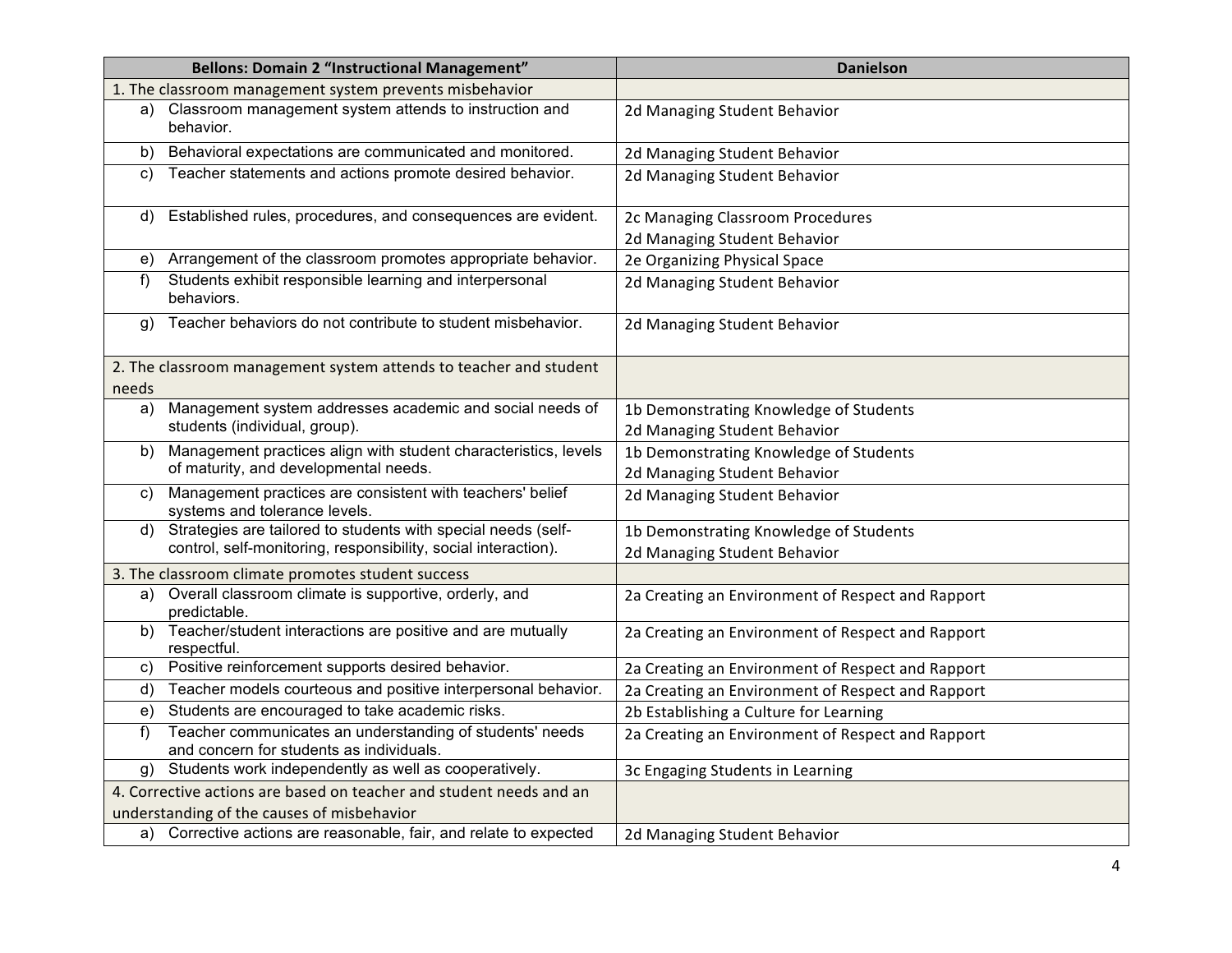| Bellons: Domain 2 "Instructional Management" | Danielson |
|---|---|
| 1. The classroom management system prevents misbehavior | |
| a) Classroom management system attends to instruction and behavior. | 2d Managing Student Behavior |
| b) Behavioral expectations are communicated and monitored. | 2d Managing Student Behavior |
| c) Teacher statements and actions promote desired behavior. | 2d Managing Student Behavior |
| d) Established rules, procedures, and consequences are evident. | 2c Managing Classroom Procedures<br>2d Managing Student Behavior |
| e) Arrangement of the classroom promotes appropriate behavior. | 2e Organizing Physical Space |
| f) Students exhibit responsible learning and interpersonal behaviors. | 2d Managing Student Behavior |
| g) Teacher behaviors do not contribute to student misbehavior. | 2d Managing Student Behavior |
| 2. The classroom management system attends to teacher and student needs | |
| a) Management system addresses academic and social needs of students (individual, group). | 1b Demonstrating Knowledge of Students<br>2d Managing Student Behavior |
| b) Management practices align with student characteristics, levels of maturity, and developmental needs. | 1b Demonstrating Knowledge of Students<br>2d Managing Student Behavior |
| c) Management practices are consistent with teachers' belief systems and tolerance levels. | 2d Managing Student Behavior |
| d) Strategies are tailored to students with special needs (self-control, self-monitoring, responsibility, social interaction). | 1b Demonstrating Knowledge of Students<br>2d Managing Student Behavior |
| 3. The classroom climate promotes student success | |
| a) Overall classroom climate is supportive, orderly, and predictable. | 2a Creating an Environment of Respect and Rapport |
| b) Teacher/student interactions are positive and are mutually respectful. | 2a Creating an Environment of Respect and Rapport |
| c) Positive reinforcement supports desired behavior. | 2a Creating an Environment of Respect and Rapport |
| d) Teacher models courteous and positive interpersonal behavior. | 2a Creating an Environment of Respect and Rapport |
| e) Students are encouraged to take academic risks. | 2b Establishing a Culture for Learning |
| f) Teacher communicates an understanding of students' needs and concern for students as individuals. | 2a Creating an Environment of Respect and Rapport |
| g) Students work independently as well as cooperatively. | 3c Engaging Students in Learning |
| 4. Corrective actions are based on teacher and student needs and an understanding of the causes of misbehavior | |
| a) Corrective actions are reasonable, fair, and relate to expected | 2d Managing Student Behavior |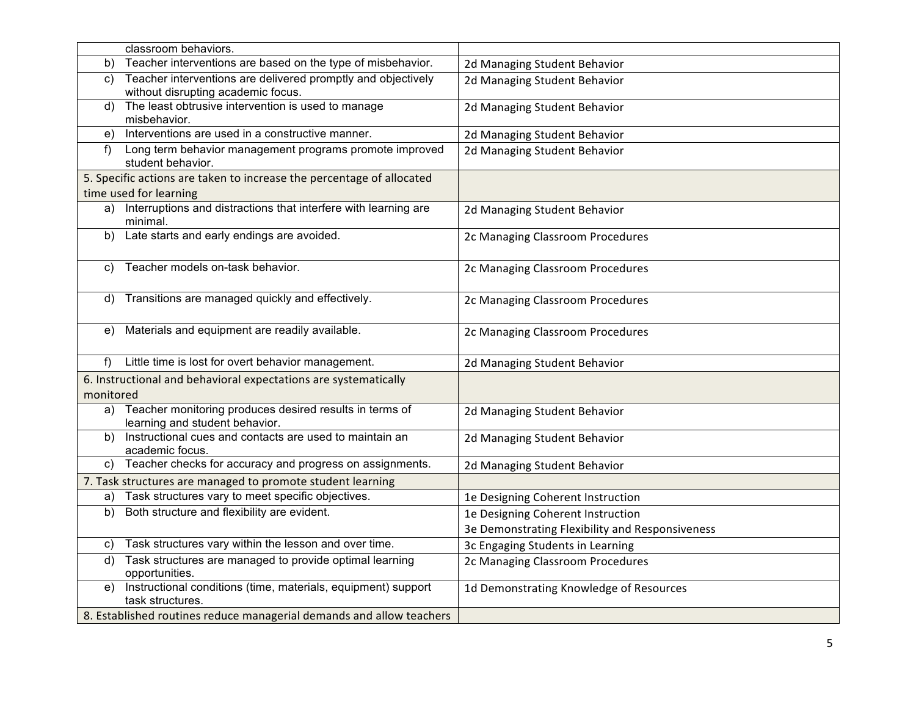| | |
|---|---|
| classroom behaviors. | |
| b) Teacher interventions are based on the type of misbehavior. | 2d Managing Student Behavior |
| c) Teacher interventions are delivered promptly and objectively without disrupting academic focus. | 2d Managing Student Behavior |
| d) The least obtrusive intervention is used to manage misbehavior. | 2d Managing Student Behavior |
| e) Interventions are used in a constructive manner. | 2d Managing Student Behavior |
| f) Long term behavior management programs promote improved student behavior. | 2d Managing Student Behavior |
| 5. Specific actions are taken to increase the percentage of allocated time used for learning | |
| a) Interruptions and distractions that interfere with learning are minimal. | 2d Managing Student Behavior |
| b) Late starts and early endings are avoided. | 2c Managing Classroom Procedures |
| c) Teacher models on-task behavior. | 2c Managing Classroom Procedures |
| d) Transitions are managed quickly and effectively. | 2c Managing Classroom Procedures |
| e) Materials and equipment are readily available. | 2c Managing Classroom Procedures |
| f) Little time is lost for overt behavior management. | 2d Managing Student Behavior |
| 6. Instructional and behavioral expectations are systematically monitored | |
| a) Teacher monitoring produces desired results in terms of learning and student behavior. | 2d Managing Student Behavior |
| b) Instructional cues and contacts are used to maintain an academic focus. | 2d Managing Student Behavior |
| c) Teacher checks for accuracy and progress on assignments. | 2d Managing Student Behavior |
| 7. Task structures are managed to promote student learning | |
| a) Task structures vary to meet specific objectives. | 1e Designing Coherent Instruction |
| b) Both structure and flexibility are evident. | 1e Designing Coherent Instruction<br>3e Demonstrating Flexibility and Responsiveness |
| c) Task structures vary within the lesson and over time. | 3c Engaging Students in Learning |
| d) Task structures are managed to provide optimal learning opportunities. | 2c Managing Classroom Procedures |
| e) Instructional conditions (time, materials, equipment) support task structures. | 1d Demonstrating Knowledge of Resources |
| 8. Established routines reduce managerial demands and allow teachers | |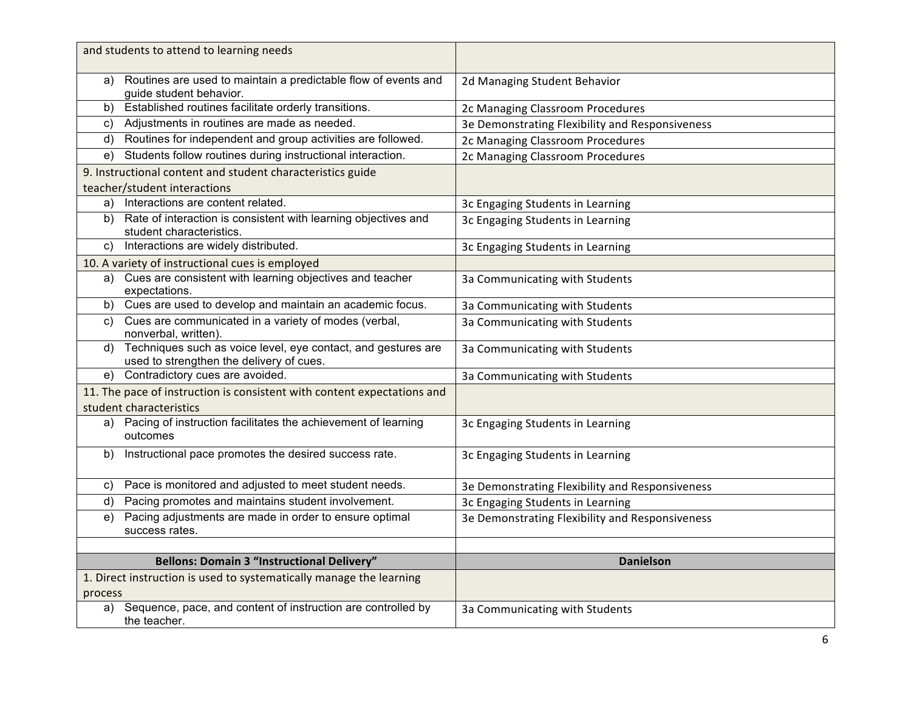| and students to attend to learning needs | |
|---|---|
| a) Routines are used to maintain a predictable flow of events and guide student behavior. | 2d Managing Student Behavior |
| b) Established routines facilitate orderly transitions. | 2c Managing Classroom Procedures |
| c) Adjustments in routines are made as needed. | 3e Demonstrating Flexibility and Responsiveness |
| d) Routines for independent and group activities are followed. | 2c Managing Classroom Procedures |
| e) Students follow routines during instructional interaction. | 2c Managing Classroom Procedures |
| 9. Instructional content and student characteristics guide teacher/student interactions | |
| a) Interactions are content related. | 3c Engaging Students in Learning |
| b) Rate of interaction is consistent with learning objectives and student characteristics. | 3c Engaging Students in Learning |
| c) Interactions are widely distributed. | 3c Engaging Students in Learning |
| 10. A variety of instructional cues is employed | |
| a) Cues are consistent with learning objectives and teacher expectations. | 3a Communicating with Students |
| b) Cues are used to develop and maintain an academic focus. | 3a Communicating with Students |
| c) Cues are communicated in a variety of modes (verbal, nonverbal, written). | 3a Communicating with Students |
| d) Techniques such as voice level, eye contact, and gestures are used to strengthen the delivery of cues. | 3a Communicating with Students |
| e) Contradictory cues are avoided. | 3a Communicating with Students |
| 11. The pace of instruction is consistent with content expectations and student characteristics | |
| a) Pacing of instruction facilitates the achievement of learning outcomes | 3c Engaging Students in Learning |
| b) Instructional pace promotes the desired success rate. | 3c Engaging Students in Learning |
| c) Pace is monitored and adjusted to meet student needs. | 3e Demonstrating Flexibility and Responsiveness |
| d) Pacing promotes and maintains student involvement. | 3c Engaging Students in Learning |
| e) Pacing adjustments are made in order to ensure optimal success rates. | 3e Demonstrating Flexibility and Responsiveness |
| | |
| **Bellons: Domain 3 "Instructional Delivery"** | **Danielson** |
| 1. Direct instruction is used to systematically manage the learning process | |
| a) Sequence, pace, and content of instruction are controlled by the teacher. | 3a Communicating with Students |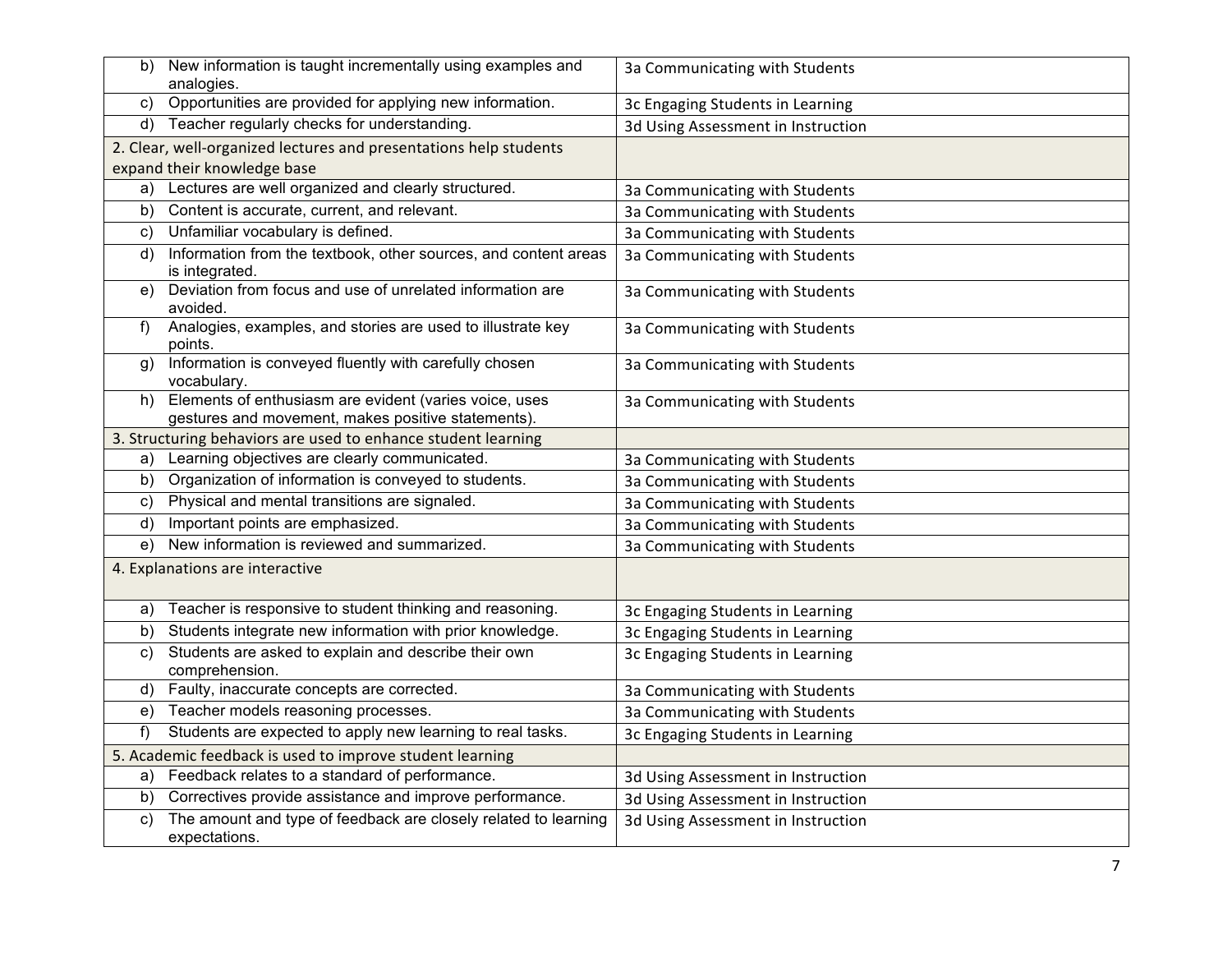| | |
|---|---|
| b) New information is taught incrementally using examples and analogies. | 3a Communicating with Students |
| c) Opportunities are provided for applying new information. | 3c Engaging Students in Learning |
| d) Teacher regularly checks for understanding. | 3d Using Assessment in Instruction |
| 2. Clear, well-organized lectures and presentations help students expand their knowledge base | |
| a) Lectures are well organized and clearly structured. | 3a Communicating with Students |
| b) Content is accurate, current, and relevant. | 3a Communicating with Students |
| c) Unfamiliar vocabulary is defined. | 3a Communicating with Students |
| d) Information from the textbook, other sources, and content areas is integrated. | 3a Communicating with Students |
| e) Deviation from focus and use of unrelated information are avoided. | 3a Communicating with Students |
| f) Analogies, examples, and stories are used to illustrate key points. | 3a Communicating with Students |
| g) Information is conveyed fluently with carefully chosen vocabulary. | 3a Communicating with Students |
| h) Elements of enthusiasm are evident (varies voice, uses gestures and movement, makes positive statements). | 3a Communicating with Students |
| 3. Structuring behaviors are used to enhance student learning | |
| a) Learning objectives are clearly communicated. | 3a Communicating with Students |
| b) Organization of information is conveyed to students. | 3a Communicating with Students |
| c) Physical and mental transitions are signaled. | 3a Communicating with Students |
| d) Important points are emphasized. | 3a Communicating with Students |
| e) New information is reviewed and summarized. | 3a Communicating with Students |
| 4. Explanations are interactive | |
| a) Teacher is responsive to student thinking and reasoning. | 3c Engaging Students in Learning |
| b) Students integrate new information with prior knowledge. | 3c Engaging Students in Learning |
| c) Students are asked to explain and describe their own comprehension. | 3c Engaging Students in Learning |
| d) Faulty, inaccurate concepts are corrected. | 3a Communicating with Students |
| e) Teacher models reasoning processes. | 3a Communicating with Students |
| f) Students are expected to apply new learning to real tasks. | 3c Engaging Students in Learning |
| 5. Academic feedback is used to improve student learning | |
| a) Feedback relates to a standard of performance. | 3d Using Assessment in Instruction |
| b) Correctives provide assistance and improve performance. | 3d Using Assessment in Instruction |
| c) The amount and type of feedback are closely related to learning expectations. | 3d Using Assessment in Instruction |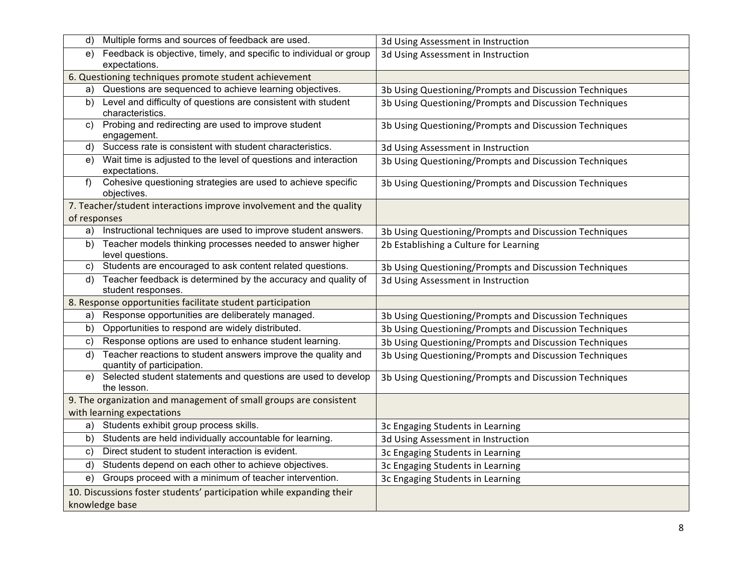| | |
|---|---|
| d) Multiple forms and sources of feedback are used. | 3d Using Assessment in Instruction |
| e) Feedback is objective, timely, and specific to individual or group expectations. | 3d Using Assessment in Instruction |
| 6. Questioning techniques promote student achievement | |
| a) Questions are sequenced to achieve learning objectives. | 3b Using Questioning/Prompts and Discussion Techniques |
| b) Level and difficulty of questions are consistent with student characteristics. | 3b Using Questioning/Prompts and Discussion Techniques |
| c) Probing and redirecting are used to improve student engagement. | 3b Using Questioning/Prompts and Discussion Techniques |
| d) Success rate is consistent with student characteristics. | 3d Using Assessment in Instruction |
| e) Wait time is adjusted to the level of questions and interaction expectations. | 3b Using Questioning/Prompts and Discussion Techniques |
| f) Cohesive questioning strategies are used to achieve specific objectives. | 3b Using Questioning/Prompts and Discussion Techniques |
| 7. Teacher/student interactions improve involvement and the quality of responses | |
| a) Instructional techniques are used to improve student answers. | 3b Using Questioning/Prompts and Discussion Techniques |
| b) Teacher models thinking processes needed to answer higher level questions. | 2b Establishing a Culture for Learning |
| c) Students are encouraged to ask content related questions. | 3b Using Questioning/Prompts and Discussion Techniques |
| d) Teacher feedback is determined by the accuracy and quality of student responses. | 3d Using Assessment in Instruction |
| 8. Response opportunities facilitate student participation | |
| a) Response opportunities are deliberately managed. | 3b Using Questioning/Prompts and Discussion Techniques |
| b) Opportunities to respond are widely distributed. | 3b Using Questioning/Prompts and Discussion Techniques |
| c) Response options are used to enhance student learning. | 3b Using Questioning/Prompts and Discussion Techniques |
| d) Teacher reactions to student answers improve the quality and quantity of participation. | 3b Using Questioning/Prompts and Discussion Techniques |
| e) Selected student statements and questions are used to develop the lesson. | 3b Using Questioning/Prompts and Discussion Techniques |
| 9. The organization and management of small groups are consistent with learning expectations | |
| a) Students exhibit group process skills. | 3c Engaging Students in Learning |
| b) Students are held individually accountable for learning. | 3d Using Assessment in Instruction |
| c) Direct student to student interaction is evident. | 3c Engaging Students in Learning |
| d) Students depend on each other to achieve objectives. | 3c Engaging Students in Learning |
| e) Groups proceed with a minimum of teacher intervention. | 3c Engaging Students in Learning |
| 10. Discussions foster students' participation while expanding their knowledge base | |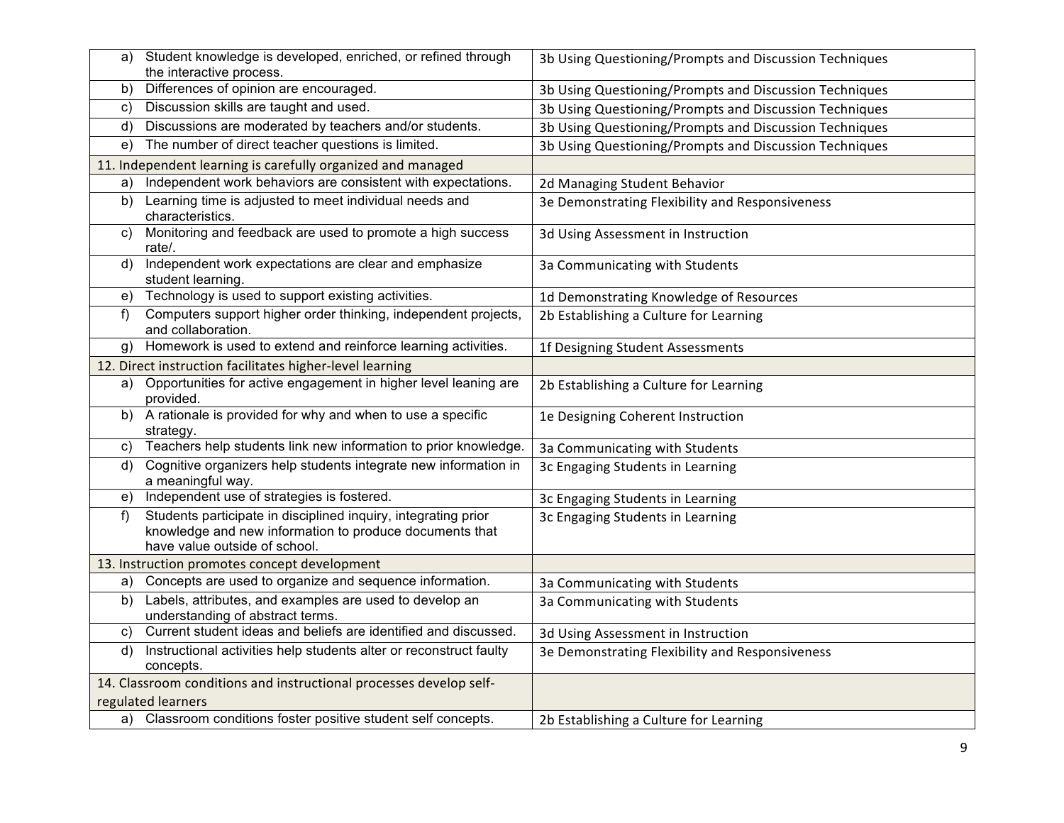| | |
|---|---|
| a) Student knowledge is developed, enriched, or refined through the interactive process. | 3b Using Questioning/Prompts and Discussion Techniques |
| b) Differences of opinion are encouraged. | 3b Using Questioning/Prompts and Discussion Techniques |
| c) Discussion skills are taught and used. | 3b Using Questioning/Prompts and Discussion Techniques |
| d) Discussions are moderated by teachers and/or students. | 3b Using Questioning/Prompts and Discussion Techniques |
| e) The number of direct teacher questions is limited. | 3b Using Questioning/Prompts and Discussion Techniques |
| 11. Independent learning is carefully organized and managed | |
| a) Independent work behaviors are consistent with expectations. | 2d Managing Student Behavior |
| b) Learning time is adjusted to meet individual needs and characteristics. | 3e Demonstrating Flexibility and Responsiveness |
| c) Monitoring and feedback are used to promote a high success rate/. | 3d Using Assessment in Instruction |
| d) Independent work expectations are clear and emphasize student learning. | 3a Communicating with Students |
| e) Technology is used to support existing activities. | 1d Demonstrating Knowledge of Resources |
| f) Computers support higher order thinking, independent projects, and collaboration. | 2b Establishing a Culture for Learning |
| g) Homework is used to extend and reinforce learning activities. | 1f Designing Student Assessments |
| 12. Direct instruction facilitates higher-level learning | |
| a) Opportunities for active engagement in higher level leaning are provided. | 2b Establishing a Culture for Learning |
| b) A rationale is provided for why and when to use a specific strategy. | 1e Designing Coherent Instruction |
| c) Teachers help students link new information to prior knowledge. | 3a Communicating with Students |
| d) Cognitive organizers help students integrate new information in a meaningful way. | 3c Engaging Students in Learning |
| e) Independent use of strategies is fostered. | 3c Engaging Students in Learning |
| f) Students participate in disciplined inquiry, integrating prior knowledge and new information to produce documents that have value outside of school. | 3c Engaging Students in Learning |
| 13. Instruction promotes concept development | |
| a) Concepts are used to organize and sequence information. | 3a Communicating with Students |
| b) Labels, attributes, and examples are used to develop an understanding of abstract terms. | 3a Communicating with Students |
| c) Current student ideas and beliefs are identified and discussed. | 3d Using Assessment in Instruction |
| d) Instructional activities help students alter or reconstruct faulty concepts. | 3e Demonstrating Flexibility and Responsiveness |
| 14. Classroom conditions and instructional processes develop self-regulated learners | |
| a) Classroom conditions foster positive student self concepts. | 2b Establishing a Culture for Learning |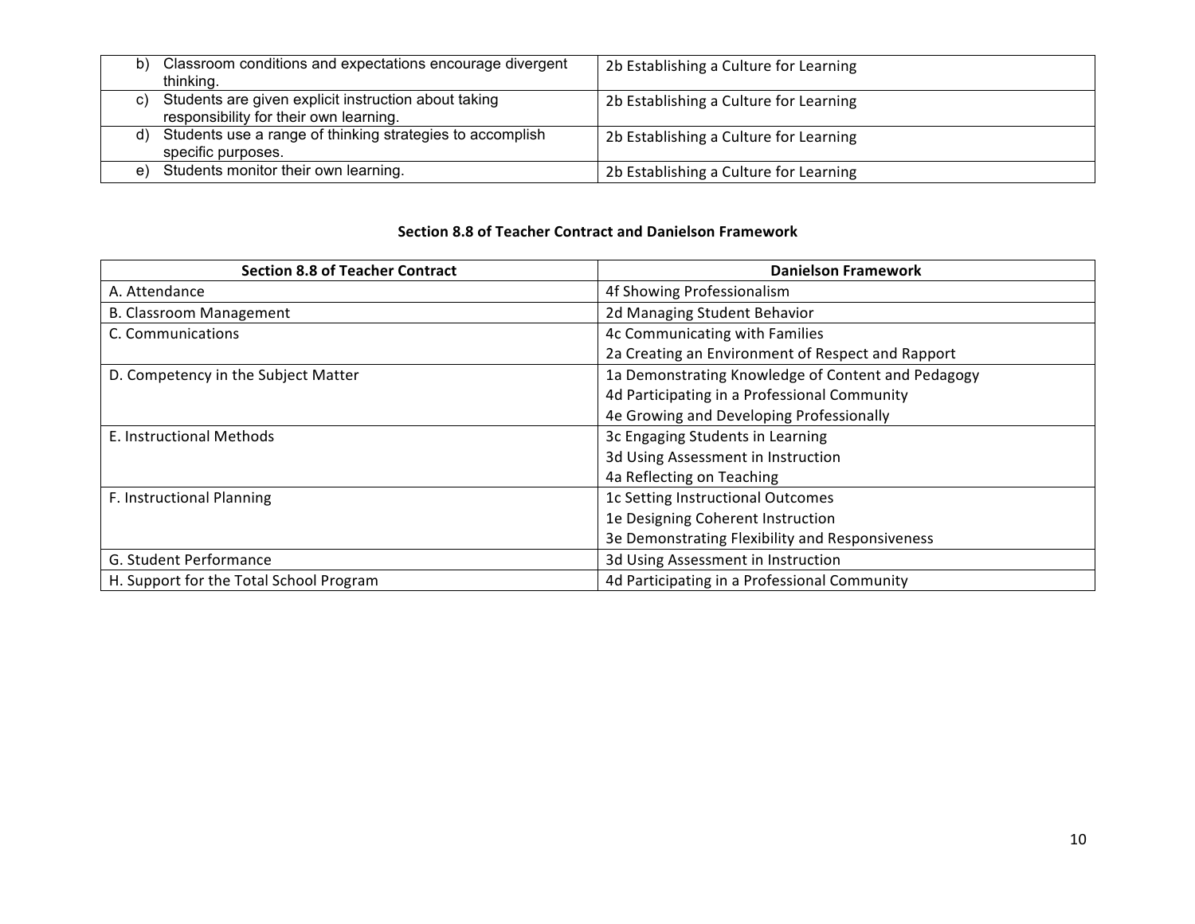| | |
|---|---|
| b) Classroom conditions and expectations encourage divergent thinking. | 2b Establishing a Culture for Learning |
| c) Students are given explicit instruction about taking responsibility for their own learning. | 2b Establishing a Culture for Learning |
| d) Students use a range of thinking strategies to accomplish specific purposes. | 2b Establishing a Culture for Learning |
| e) Students monitor their own learning. | 2b Establishing a Culture for Learning |

**Section 8.8 of Teacher Contract and Danielson Framework**

| Section 8.8 of Teacher Contract | Danielson Framework |
|---|---|
| A. Attendance | 4f Showing Professionalism |
| B. Classroom Management | 2d Managing Student Behavior |
| C. Communications | 4c Communicating with Families<br>2a Creating an Environment of Respect and Rapport |
| D. Competency in the Subject Matter | 1a Demonstrating Knowledge of Content and Pedagogy<br>4d Participating in a Professional Community<br>4e Growing and Developing Professionally |
| E. Instructional Methods | 3c Engaging Students in Learning<br>3d Using Assessment in Instruction<br>4a Reflecting on Teaching |
| F. Instructional Planning | 1c Setting Instructional Outcomes<br>1e Designing Coherent Instruction<br>3e Demonstrating Flexibility and Responsiveness |
| G. Student Performance | 3d Using Assessment in Instruction |
| H. Support for the Total School Program | 4d Participating in a Professional Community |